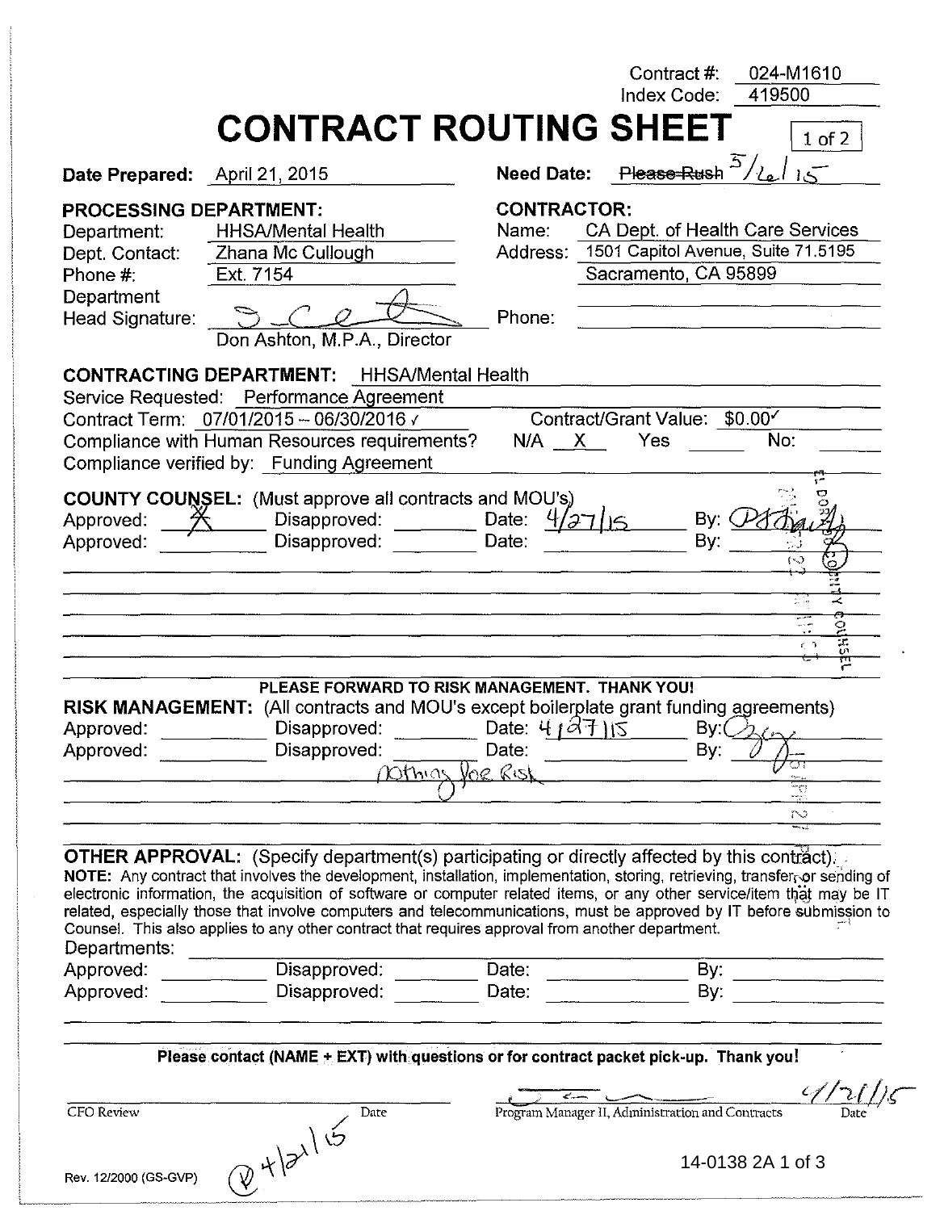Contract #: 024-M1610
Index Code: 419500

# CONTRACT ROUTING SHEET

1 of 2

**Date Prepared:** April 21, 2015 **Need Date:** ~~Please Rush~~ 5/6/15

**PROCESSING DEPARTMENT:**
Department: HHSA/Mental Health
Dept. Contact: Zhana Mc Cullough
Phone #: Ext. 7154
Department Head Signature: [signature]
Don Ashton, M.P.A., Director

**CONTRACTOR:**
Name: CA Dept. of Health Care Services
Address: 1501 Capitol Avenue, Suite 71.5195
Sacramento, CA 95899
Phone:

**CONTRACTING DEPARTMENT:** HHSA/Mental Health
Service Requested: Performance Agreement
Contract Term: 07/01/2015 – 06/30/2016 ✓ Contract/Grant Value: $0.00✓
Compliance with Human Resources requirements? N/A X Yes No:
Compliance verified by: Funding Agreement

**COUNTY COUNSEL:** (Must approve all contracts and MOU's)
Approved: X Disapproved: Date: 4/27/15 By: [signature]
Approved: Disapproved: Date: By:

**PLEASE FORWARD TO RISK MANAGEMENT. THANK YOU!**

**RISK MANAGEMENT:** (All contracts and MOU's except boilerplate grant funding agreements)
Approved: Disapproved: Date: 4/27/15 By: [signature]
Approved: Disapproved: Date: By:
nothing for Risk

**OTHER APPROVAL:** (Specify department(s) participating or directly affected by this contract).
**NOTE:** Any contract that involves the development, installation, implementation, storing, retrieving, transfer or sending of electronic information, the acquisition of software or computer related items, or any other service/item that may be IT related, especially those that involve computers and telecommunications, must be approved by IT before submission to Counsel. This also applies to any other contract that requires approval from another department.
Departments:
Approved: Disapproved: Date: By:
Approved: Disapproved: Date: By:

**Please contact (NAME + EXT) with questions or for contract packet pick-up. Thank you!**

CFO Review Date
Program Manager II, Administration and Contracts [signature] 4/21/15 Date

(V) 4/21/15

Rev. 12/2000 (GS-GVP)

14-0138 2A 1 of 3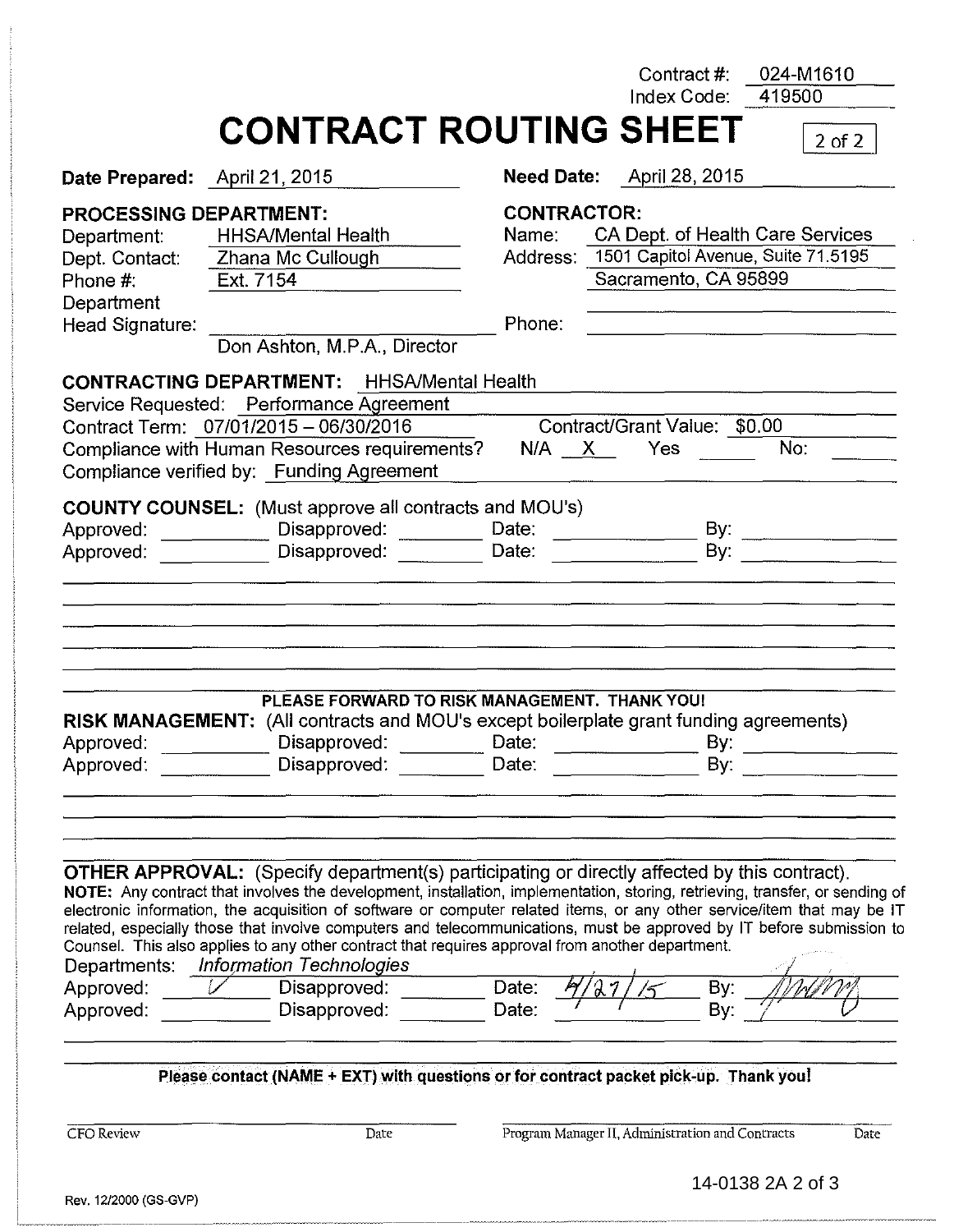Contract #: 024-M1610
Index Code: 419500

# CONTRACT ROUTING SHEET

2 of 2

**Date Prepared:** April 21, 2015 **Need Date:** April 28, 2015

**PROCESSING DEPARTMENT:**
Department: HHSA/Mental Health
Dept. Contact: Zhana Mc Cullough
Phone #: Ext. 7154
Department Head Signature: ____________________
Don Ashton, M.P.A., Director

**CONTRACTOR:**
Name: CA Dept. of Health Care Services
Address: 1501 Capitol Avenue, Suite 71.5195
Sacramento, CA 95899
Phone: ____________________

**CONTRACTING DEPARTMENT:** HHSA/Mental Health
Service Requested: Performance Agreement
Contract Term: 07/01/2015 – 06/30/2016 Contract/Grant Value: $0.00
Compliance with Human Resources requirements? N/A X Yes ____ No: ____
Compliance verified by: Funding Agreement

**COUNTY COUNSEL:** (Must approve all contracts and MOU's)
Approved: ________ Disapproved: ________ Date: ________ By: ________
Approved: ________ Disapproved: ________ Date: ________ By: ________

**PLEASE FORWARD TO RISK MANAGEMENT. THANK YOU!**

**RISK MANAGEMENT:** (All contracts and MOU's except boilerplate grant funding agreements)
Approved: ________ Disapproved: ________ Date: ________ By: ________
Approved: ________ Disapproved: ________ Date: ________ By: ________

**OTHER APPROVAL:** (Specify department(s) participating or directly affected by this contract).
**NOTE:** Any contract that involves the development, installation, implementation, storing, retrieving, transfer, or sending of electronic information, the acquisition of software or computer related items, or any other service/item that may be IT related, especially those that involve computers and telecommunications, must be approved by IT before submission to Counsel. This also applies to any other contract that requires approval from another department.
Departments: *Information Technologies*
Approved: ✓ Disapproved: ________ Date: 4/27/15 By: [signature]
Approved: ________ Disapproved: ________ Date: ________ By: ________

**Please contact (NAME + EXT) with questions or for contract packet pick-up. Thank you!**

CFO Review ________ Date ________ Program Manager II, Administration and Contracts ________ Date ________

Rev. 12/2000 (GS-GVP)

14-0138 2A 2 of 3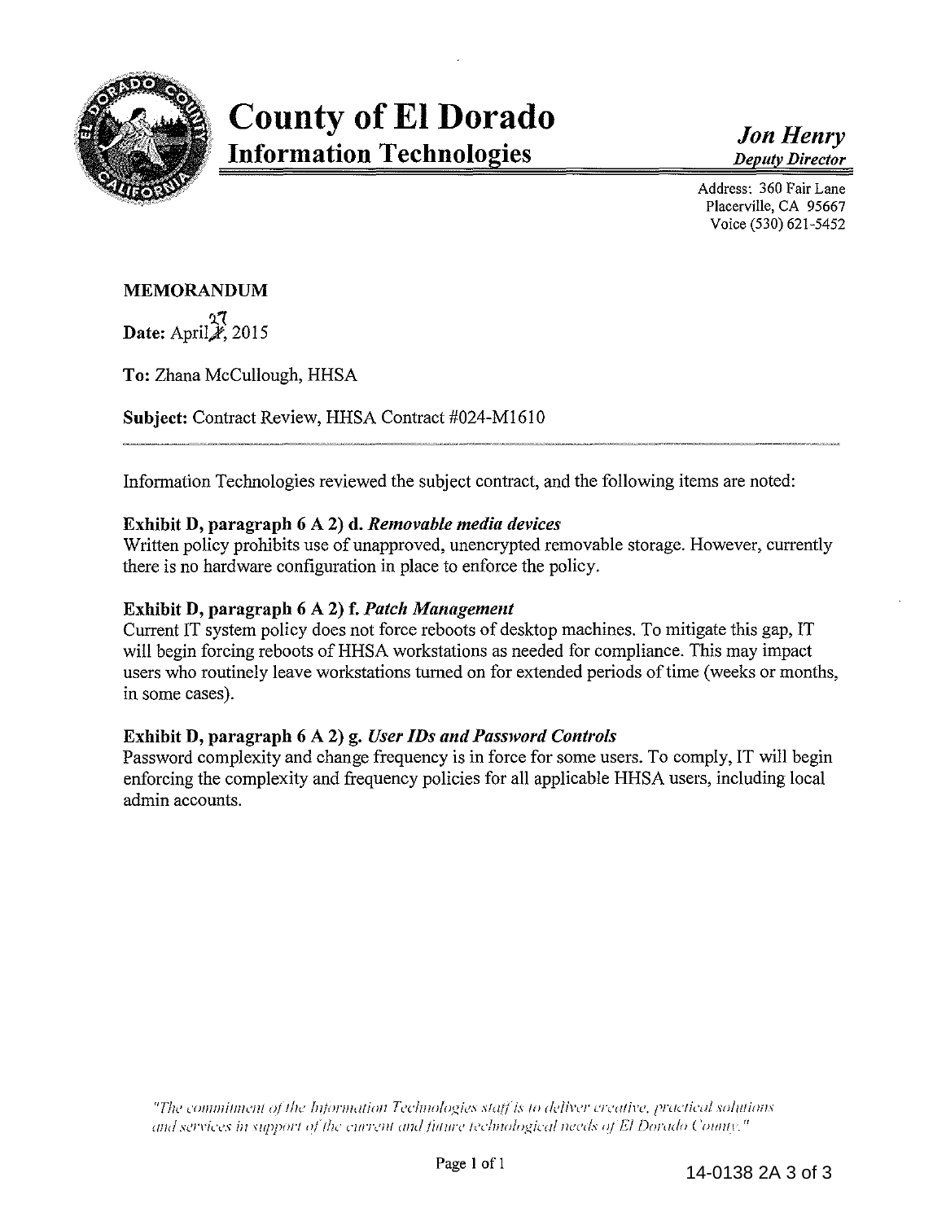# County of El Dorado

## Information Technologies

***Jon Henry***
***Deputy Director***

Address: 360 Fair Lane
Placerville, CA 95667
Voice (530) 621-5452

**MEMORANDUM**

**Date:** April 27, 2015

**To:** Zhana McCullough, HHSA

**Subject:** Contract Review, HHSA Contract #024-M1610

Information Technologies reviewed the subject contract, and the following items are noted:

**Exhibit D, paragraph 6 A 2) d. *Removable media devices***
Written policy prohibits use of unapproved, unencrypted removable storage. However, currently there is no hardware configuration in place to enforce the policy.

**Exhibit D, paragraph 6 A 2) f. *Patch Management***
Current IT system policy does not force reboots of desktop machines. To mitigate this gap, IT will begin forcing reboots of HHSA workstations as needed for compliance. This may impact users who routinely leave workstations turned on for extended periods of time (weeks or months, in some cases).

**Exhibit D, paragraph 6 A 2) g. *User IDs and Password Controls***
Password complexity and change frequency is in force for some users. To comply, IT will begin enforcing the complexity and frequency policies for all applicable HHSA users, including local admin accounts.

*"The commitment of the Information Technologies staff is to deliver creative, practical solutions and services in support of the current and future technological needs of El Dorado County."*

14-0138 2A 3 of 3